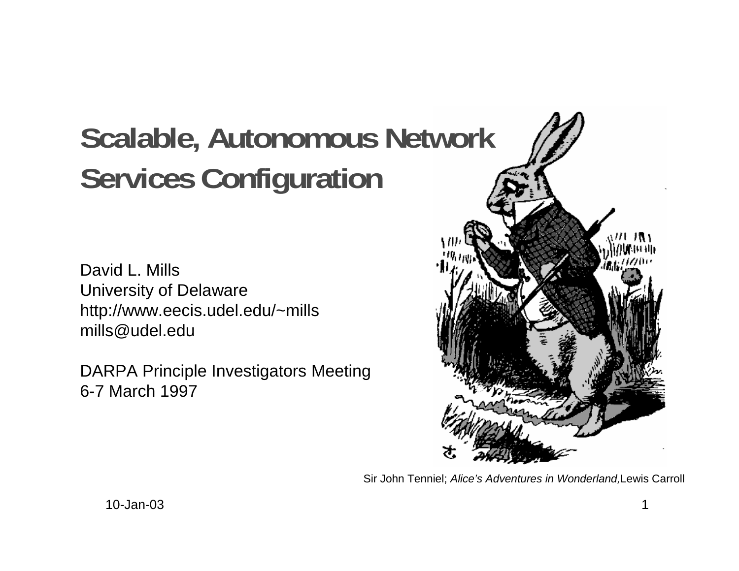# Scalable, Autonomous Network Services Configuration

David L. Mills
University of Delaware
http://www.eecis.udel.edu/~mills
mills@udel.edu

DARPA Principle Investigators Meeting
6-7 March 1997

Sir John Tenniel; *Alice's Adventures in Wonderland,* Lewis Carroll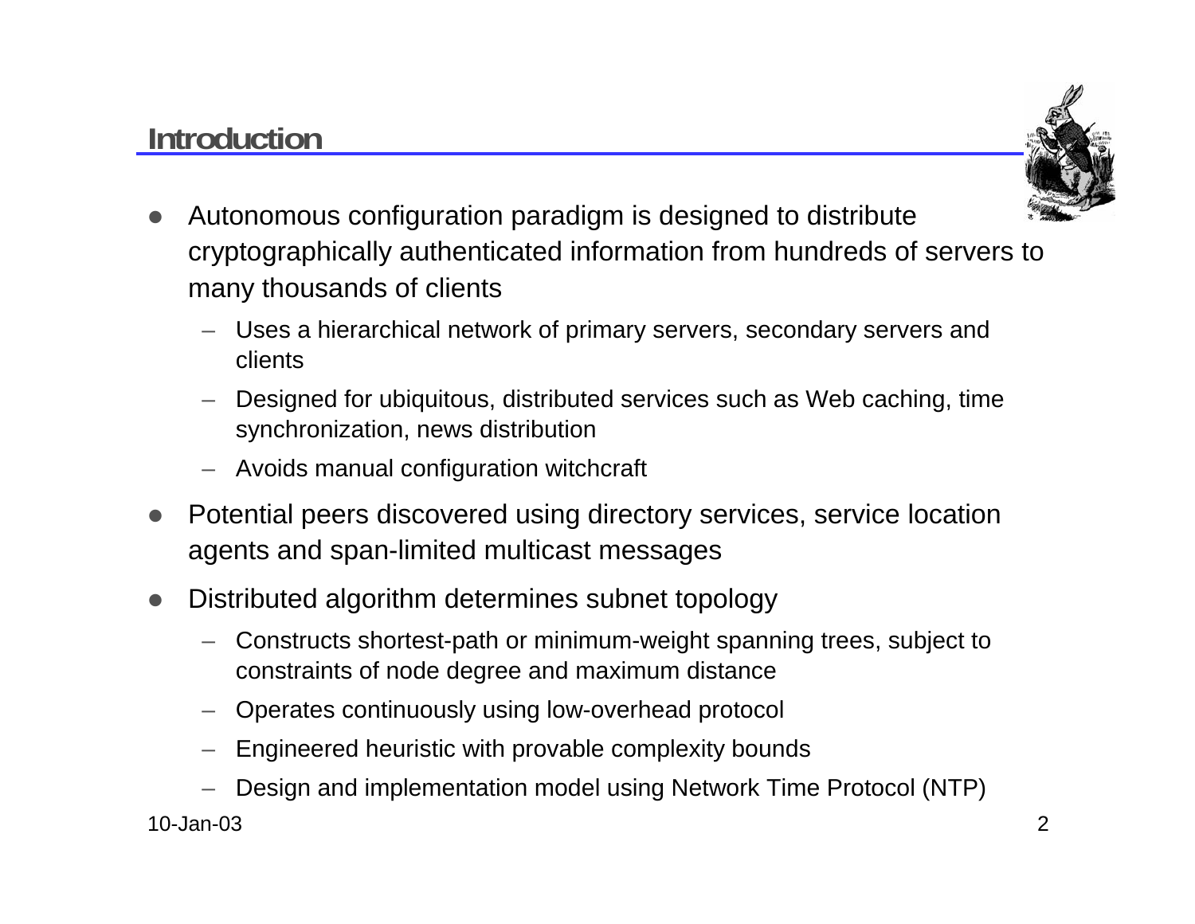## Introduction

- Autonomous configuration paradigm is designed to distribute cryptographically authenticated information from hundreds of servers to many thousands of clients
  - Uses a hierarchical network of primary servers, secondary servers and clients
  - Designed for ubiquitous, distributed services such as Web caching, time synchronization, news distribution
  - Avoids manual configuration witchcraft
- Potential peers discovered using directory services, service location agents and span-limited multicast messages
- Distributed algorithm determines subnet topology
  - Constructs shortest-path or minimum-weight spanning trees, subject to constraints of node degree and maximum distance
  - Operates continuously using low-overhead protocol
  - Engineered heuristic with provable complexity bounds
  - Design and implementation model using Network Time Protocol (NTP)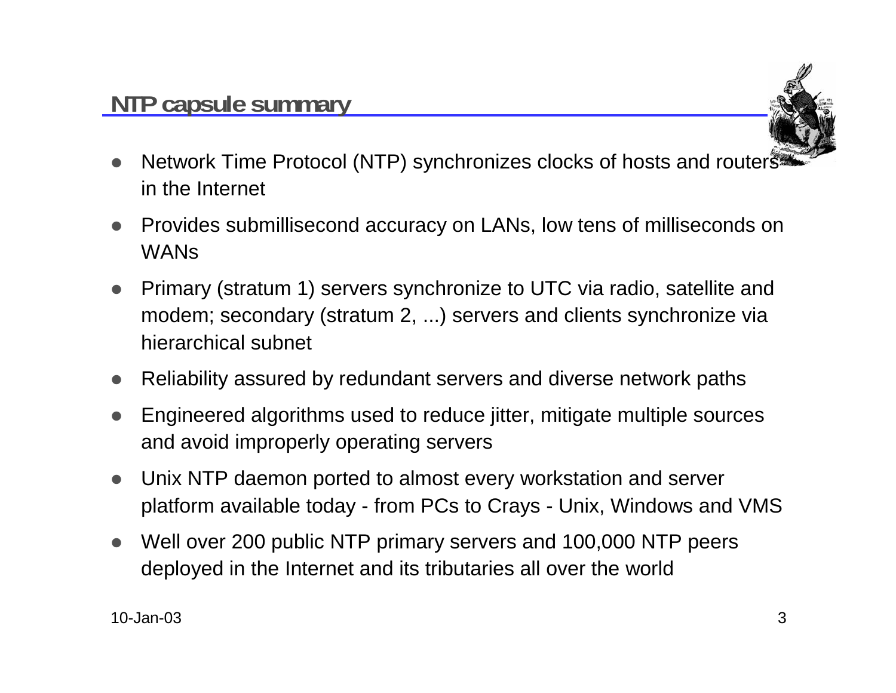## NTP capsule summary

- Network Time Protocol (NTP) synchronizes clocks of hosts and routers in the Internet
- Provides submillisecond accuracy on LANs, low tens of milliseconds on WANs
- Primary (stratum 1) servers synchronize to UTC via radio, satellite and modem; secondary (stratum 2, ...) servers and clients synchronize via hierarchical subnet
- Reliability assured by redundant servers and diverse network paths
- Engineered algorithms used to reduce jitter, mitigate multiple sources and avoid improperly operating servers
- Unix NTP daemon ported to almost every workstation and server platform available today - from PCs to Crays - Unix, Windows and VMS
- Well over 200 public NTP primary servers and 100,000 NTP peers deployed in the Internet and its tributaries all over the world

10-Jan-03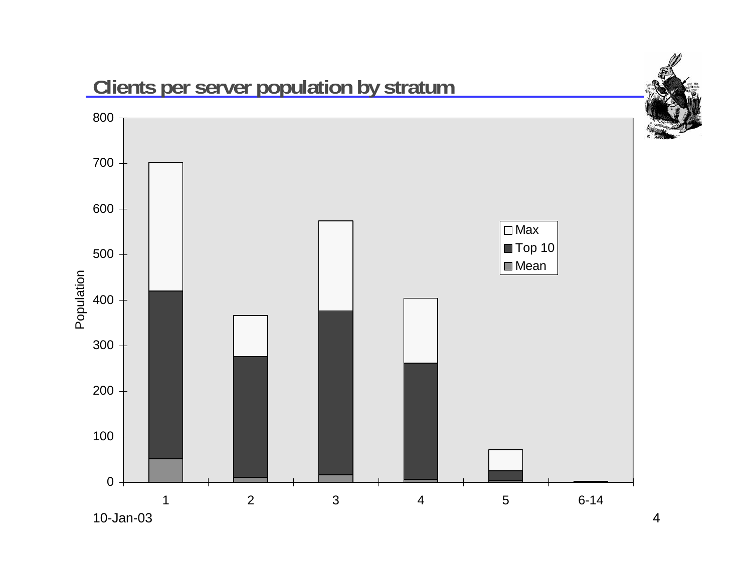## Clients per server population by stratum

Population

800
700
600
500
400
300
200
100
0

1 2 3 4 5 6-14

Max
Top 10
Mean

10-Jan-03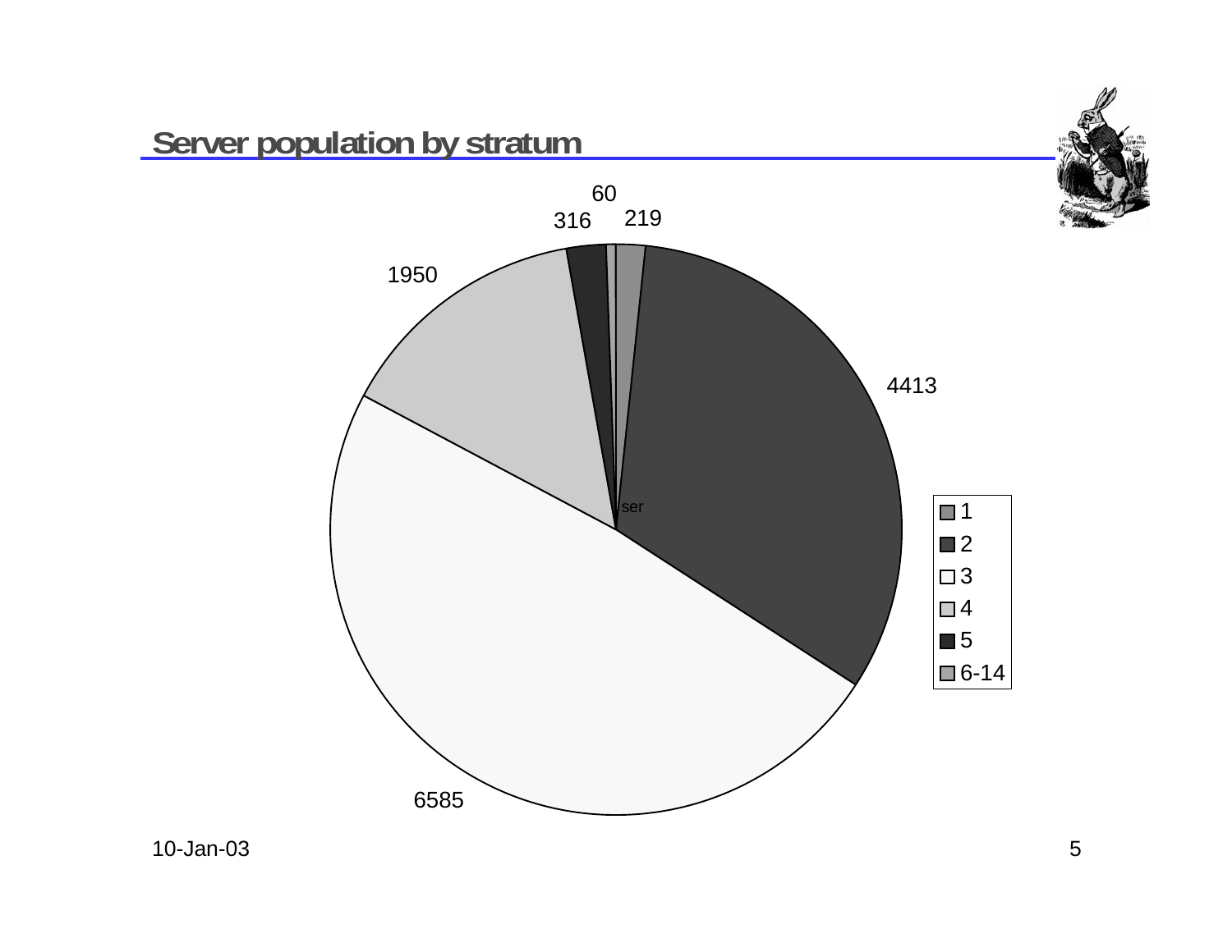## Server population by stratum

| Stratum | Servers |
|---|---|
| 1 | 219 |
| 2 | 4413 |
| 3 | 6585 |
| 4 | 1950 |
| 5 | 316 |
| 6-14 | 60 |

10-Jan-03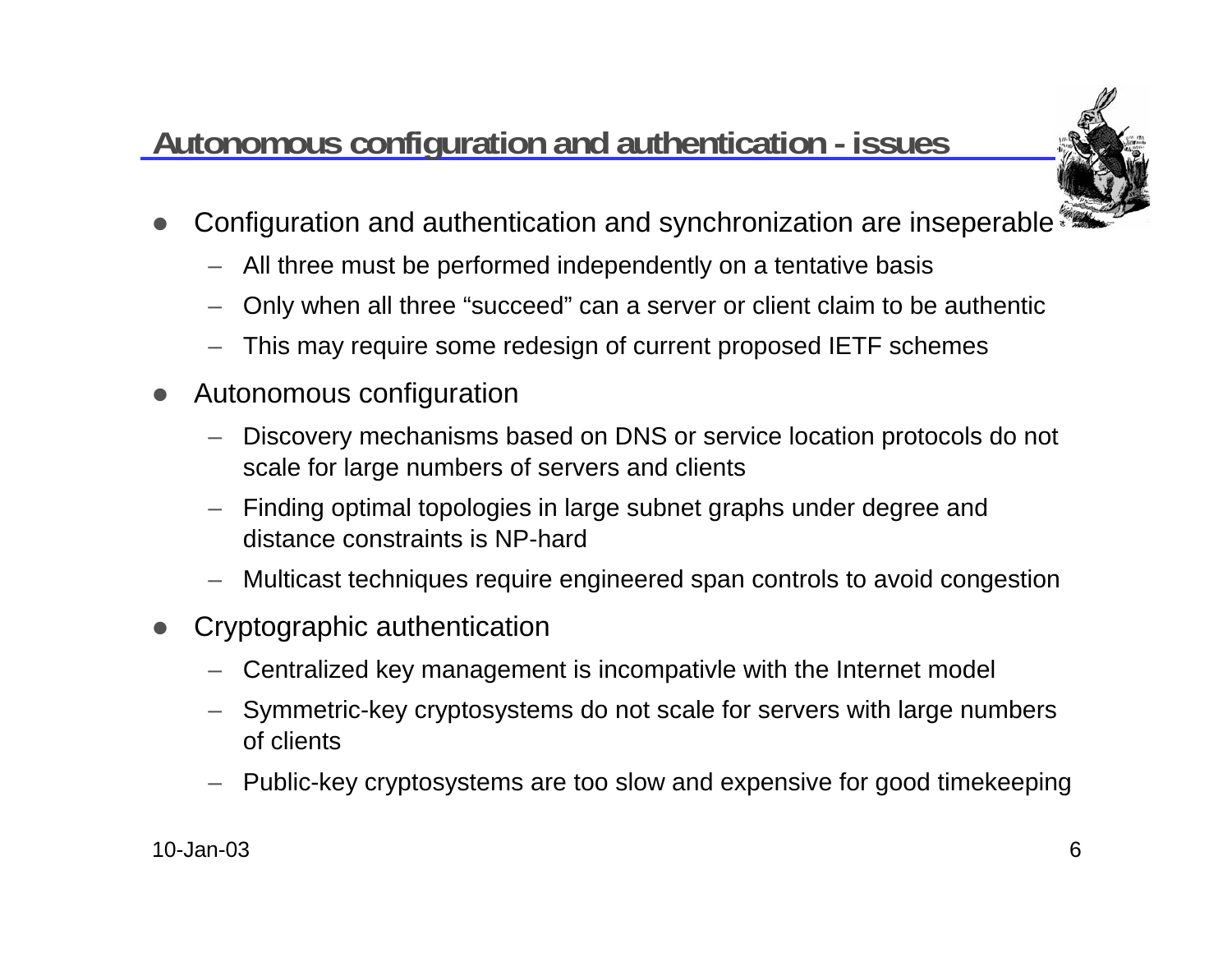## Autonomous configuration and authentication - issues

- Configuration and authentication and synchronization are inseperable
  - All three must be performed independently on a tentative basis
  - Only when all three “succeed” can a server or client claim to be authentic
  - This may require some redesign of current proposed IETF schemes
- Autonomous configuration
  - Discovery mechanisms based on DNS or service location protocols do not scale for large numbers of servers and clients
  - Finding optimal topologies in large subnet graphs under degree and distance constraints is NP-hard
  - Multicast techniques require engineered span controls to avoid congestion
- Cryptographic authentication
  - Centralized key management is incompativle with the Internet model
  - Symmetric-key cryptosystems do not scale for servers with large numbers of clients
  - Public-key cryptosystems are too slow and expensive for good timekeeping

10-Jan-03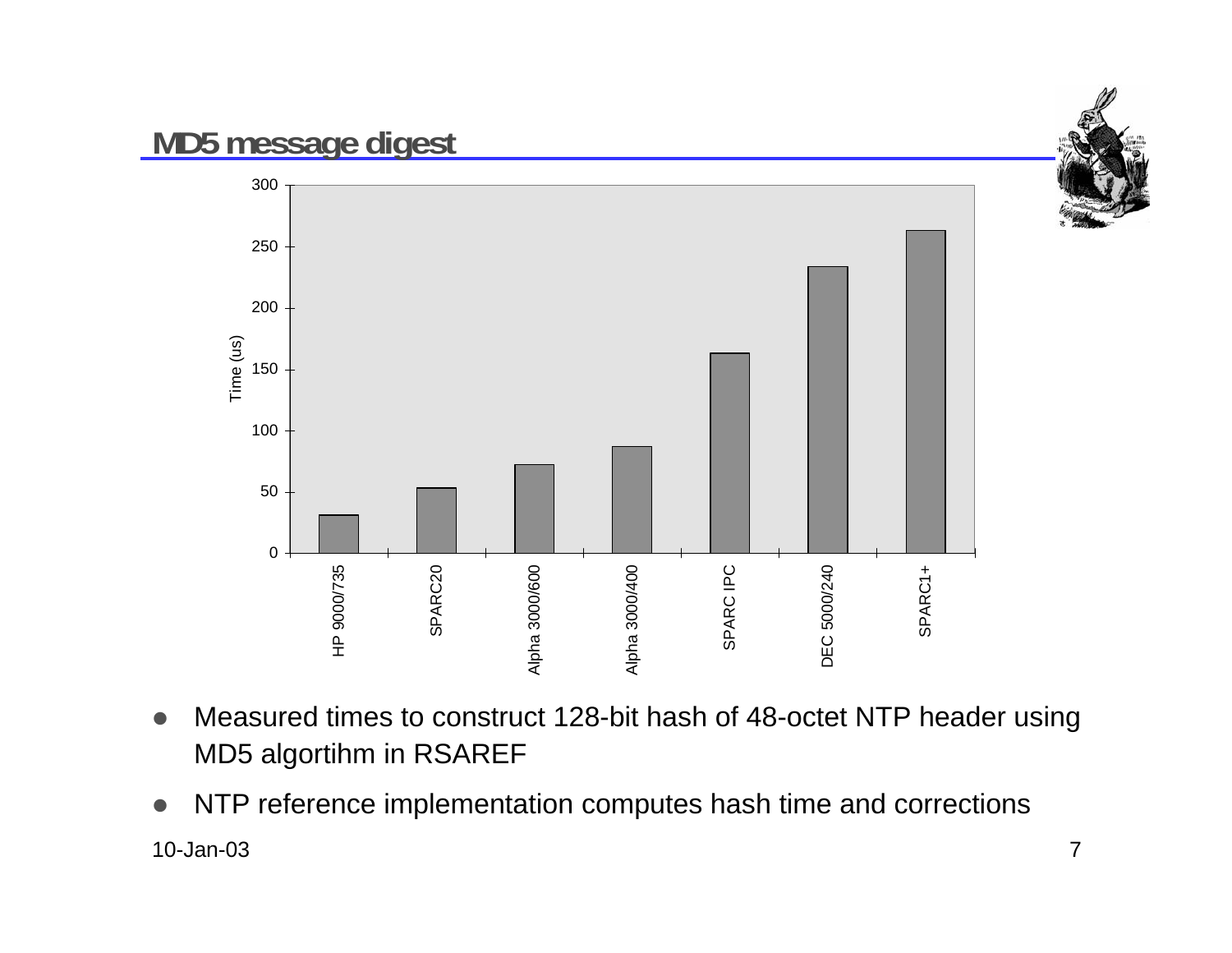## MD5 message digest

- Measured times to construct 128-bit hash of 48-octet NTP header using MD5 algortihm in RSAREF
- NTP reference implementation computes hash time and corrections

10-Jan-03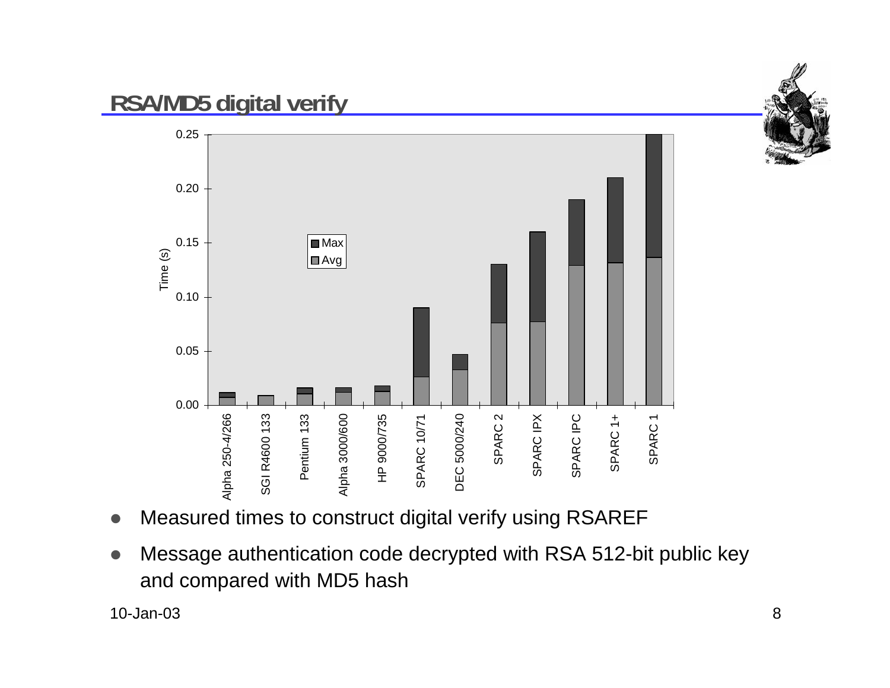## RSA/MD5 digital verify

- Measured times to construct digital verify using RSAREF
- Message authentication code decrypted with RSA 512-bit public key and compared with MD5 hash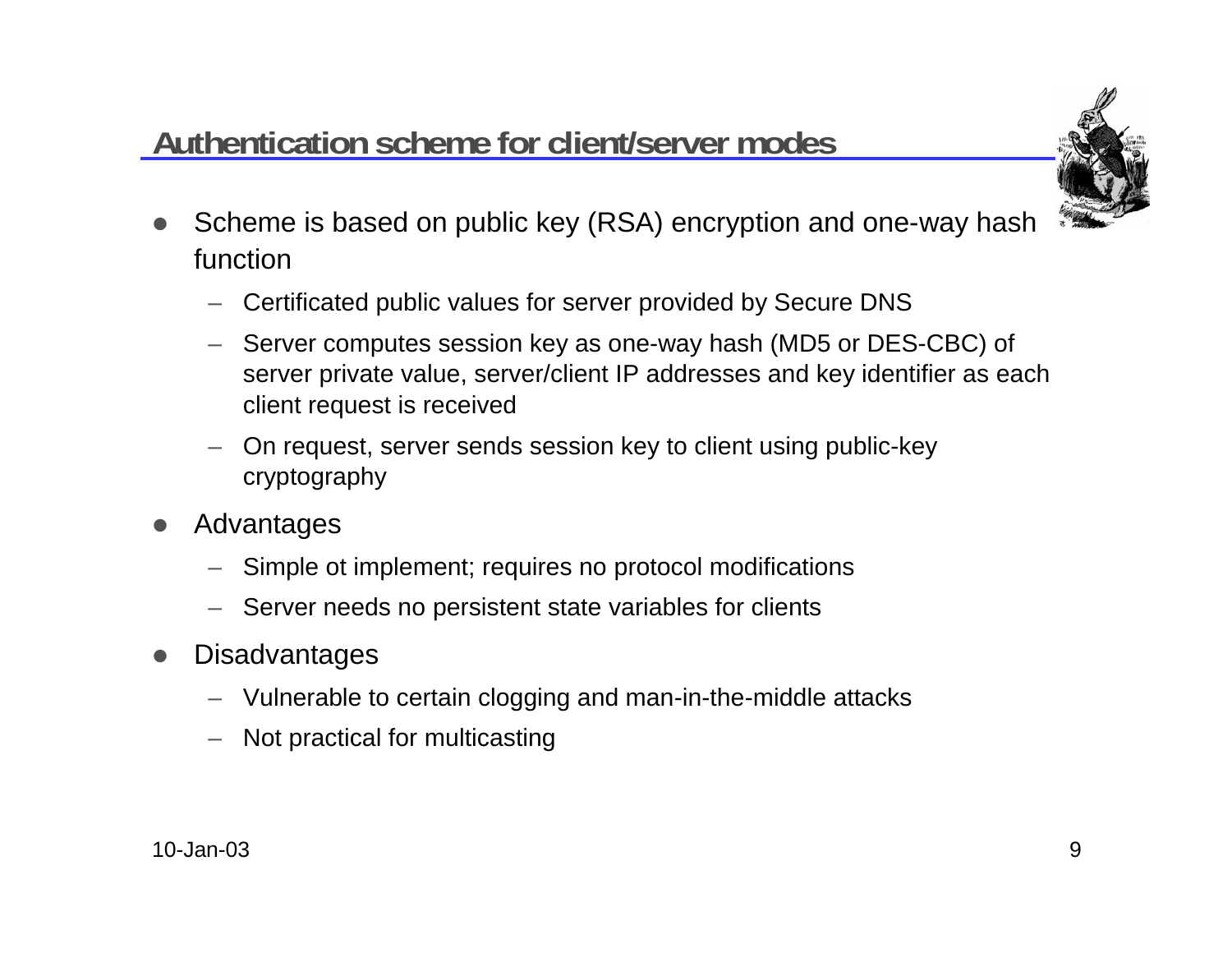## Authentication scheme for client/server modes

- Scheme is based on public key (RSA) encryption and one-way hash function
  - Certificated public values for server provided by Secure DNS
  - Server computes session key as one-way hash (MD5 or DES-CBC) of server private value, server/client IP addresses and key identifier as each client request is received
  - On request, server sends session key to client using public-key cryptography
- Advantages
  - Simple ot implement; requires no protocol modifications
  - Server needs no persistent state variables for clients
- Disadvantages
  - Vulnerable to certain clogging and man-in-the-middle attacks
  - Not practical for multicasting

10-Jan-03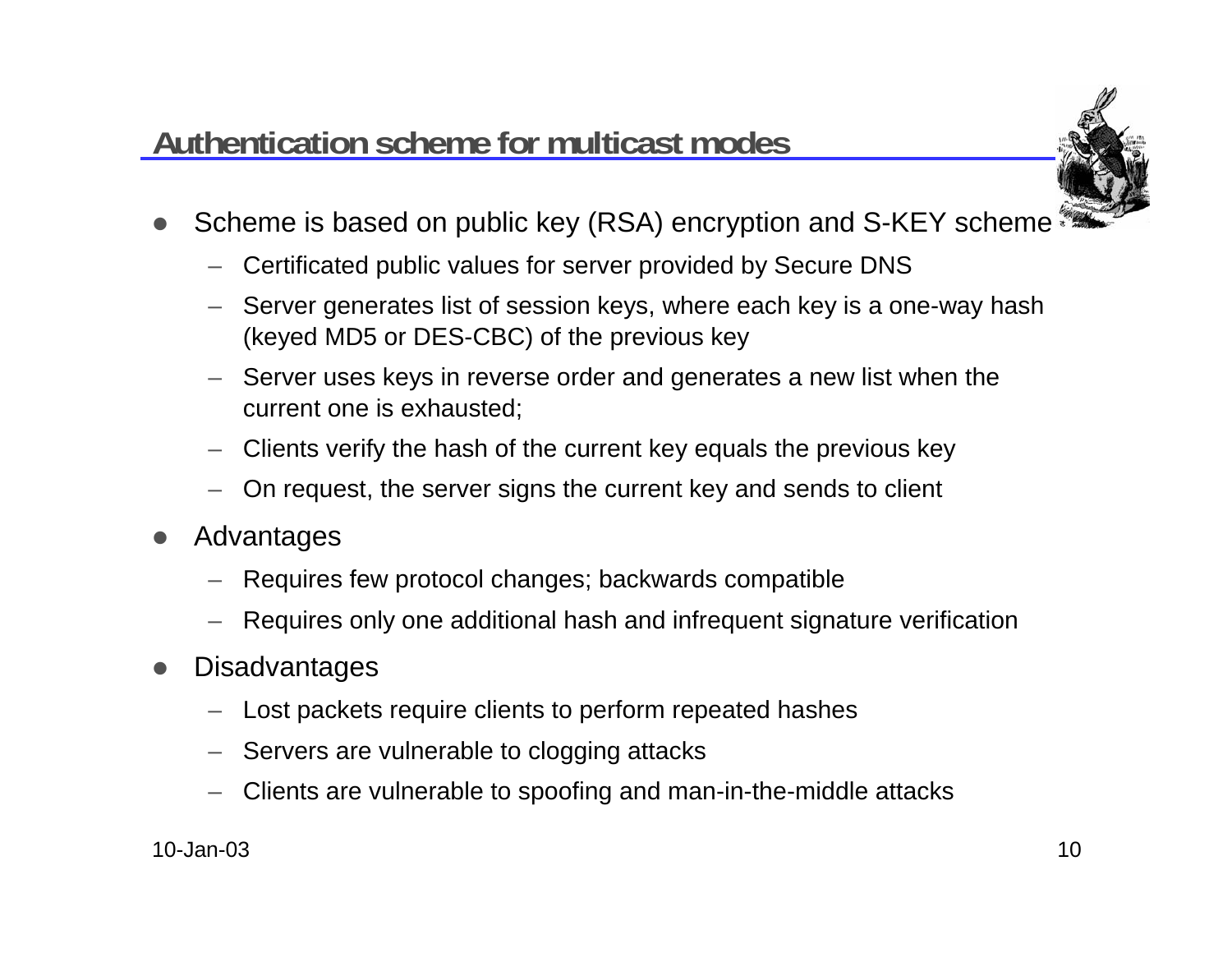## Authentication scheme for multicast modes

- Scheme is based on public key (RSA) encryption and S-KEY scheme
  - Certificated public values for server provided by Secure DNS
  - Server generates list of session keys, where each key is a one-way hash (keyed MD5 or DES-CBC) of the previous key
  - Server uses keys in reverse order and generates a new list when the current one is exhausted;
  - Clients verify the hash of the current key equals the previous key
  - On request, the server signs the current key and sends to client
- Advantages
  - Requires few protocol changes; backwards compatible
  - Requires only one additional hash and infrequent signature verification
- Disadvantages
  - Lost packets require clients to perform repeated hashes
  - Servers are vulnerable to clogging attacks
  - Clients are vulnerable to spoofing and man-in-the-middle attacks

10-Jan-03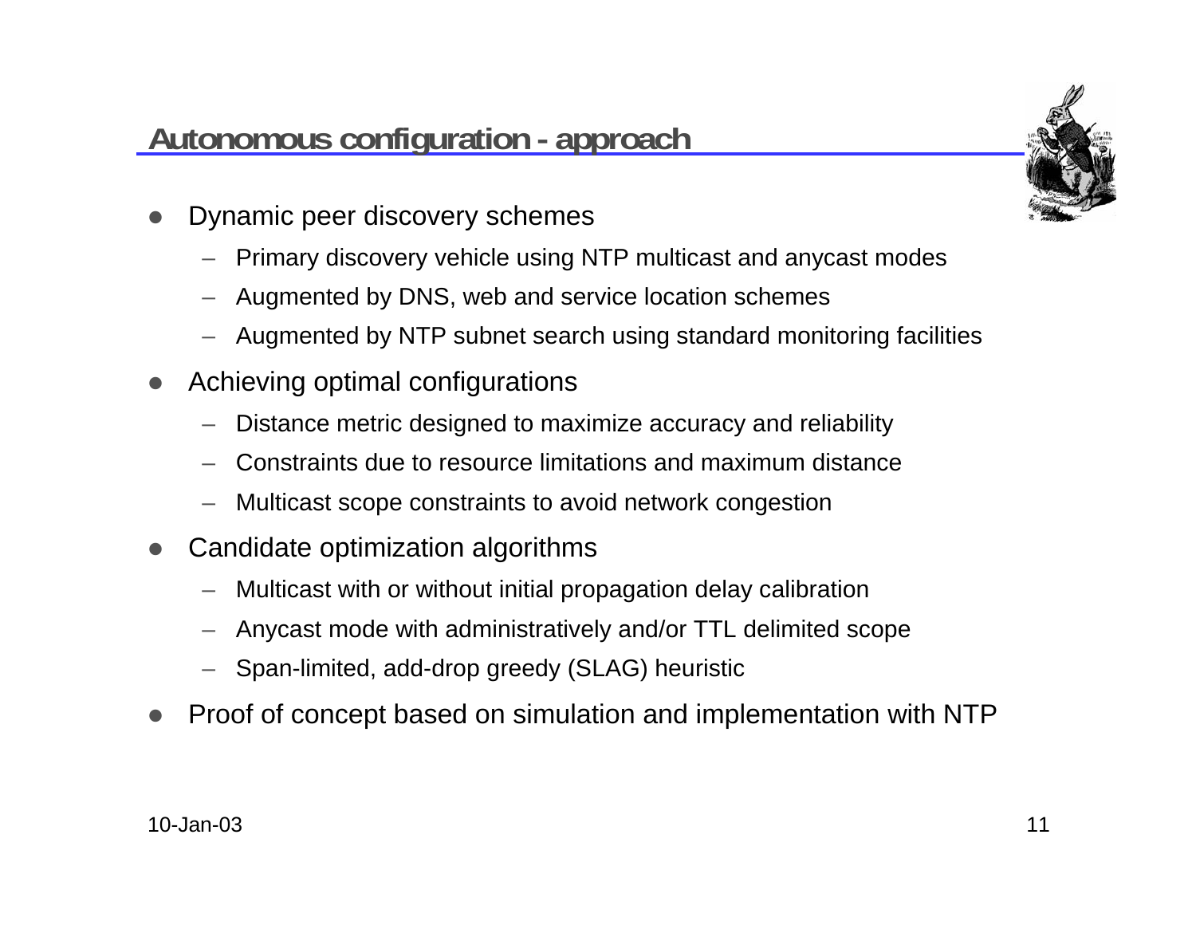## Autonomous configuration - approach

- Dynamic peer discovery schemes
  - Primary discovery vehicle using NTP multicast and anycast modes
  - Augmented by DNS, web and service location schemes
  - Augmented by NTP subnet search using standard monitoring facilities
- Achieving optimal configurations
  - Distance metric designed to maximize accuracy and reliability
  - Constraints due to resource limitations and maximum distance
  - Multicast scope constraints to avoid network congestion
- Candidate optimization algorithms
  - Multicast with or without initial propagation delay calibration
  - Anycast mode with administratively and/or TTL delimited scope
  - Span-limited, add-drop greedy (SLAG) heuristic
- Proof of concept based on simulation and implementation with NTP

10-Jan-03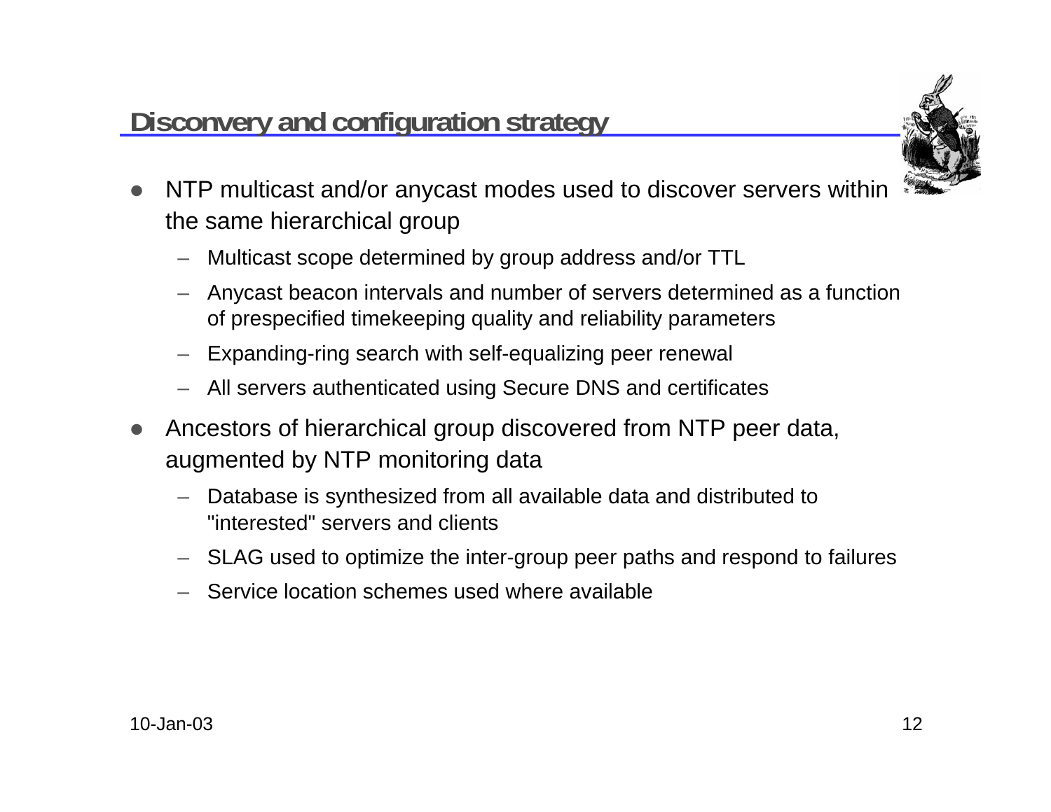## Disconvery and configuration strategy

- NTP multicast and/or anycast modes used to discover servers within the same hierarchical group
  - Multicast scope determined by group address and/or TTL
  - Anycast beacon intervals and number of servers determined as a function of prespecified timekeeping quality and reliability parameters
  - Expanding-ring search with self-equalizing peer renewal
  - All servers authenticated using Secure DNS and certificates
- Ancestors of hierarchical group discovered from NTP peer data, augmented by NTP monitoring data
  - Database is synthesized from all available data and distributed to "interested" servers and clients
  - SLAG used to optimize the inter-group peer paths and respond to failures
  - Service location schemes used where available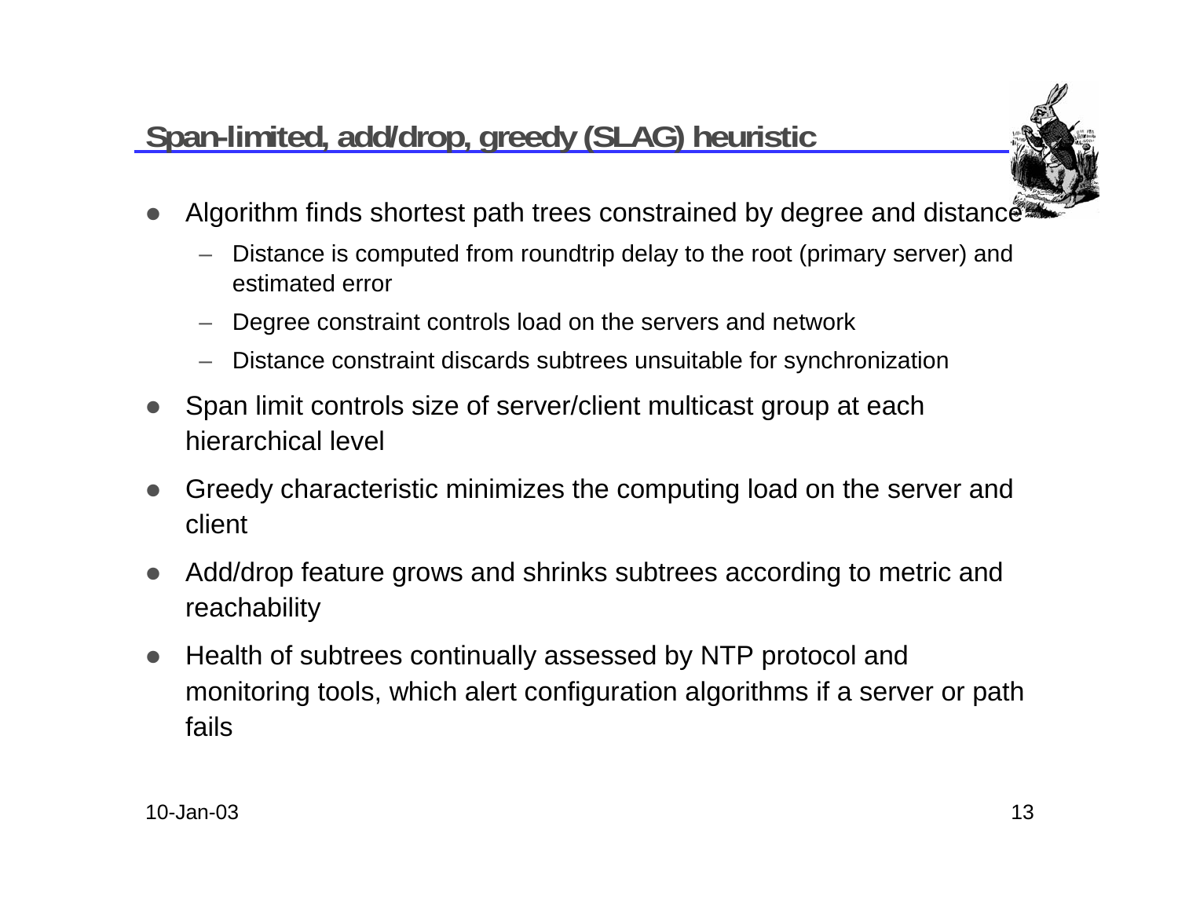## Span-limited, add/drop, greedy (SLAG) heuristic

- Algorithm finds shortest path trees constrained by degree and distance
  - Distance is computed from roundtrip delay to the root (primary server) and estimated error
  - Degree constraint controls load on the servers and network
  - Distance constraint discards subtrees unsuitable for synchronization
- Span limit controls size of server/client multicast group at each hierarchical level
- Greedy characteristic minimizes the computing load on the server and client
- Add/drop feature grows and shrinks subtrees according to metric and reachability
- Health of subtrees continually assessed by NTP protocol and monitoring tools, which alert configuration algorithms if a server or path fails

10-Jan-03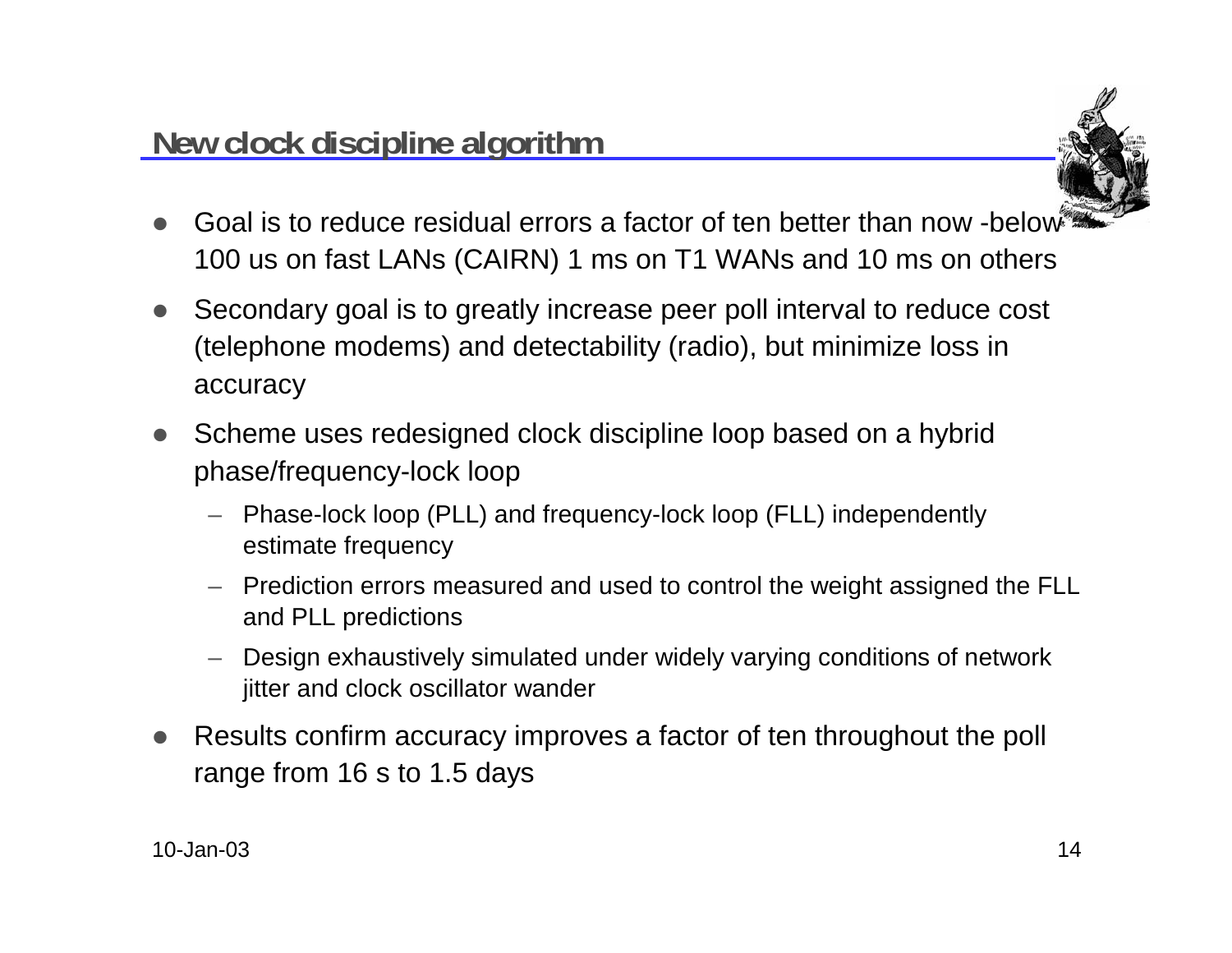## New clock discipline algorithm

- Goal is to reduce residual errors a factor of ten better than now -below 100 us on fast LANs (CAIRN) 1 ms on T1 WANs and 10 ms on others
- Secondary goal is to greatly increase peer poll interval to reduce cost (telephone modems) and detectability (radio), but minimize loss in accuracy
- Scheme uses redesigned clock discipline loop based on a hybrid phase/frequency-lock loop
  - Phase-lock loop (PLL) and frequency-lock loop (FLL) independently estimate frequency
  - Prediction errors measured and used to control the weight assigned the FLL and PLL predictions
  - Design exhaustively simulated under widely varying conditions of network jitter and clock oscillator wander
- Results confirm accuracy improves a factor of ten throughout the poll range from 16 s to 1.5 days

10-Jan-03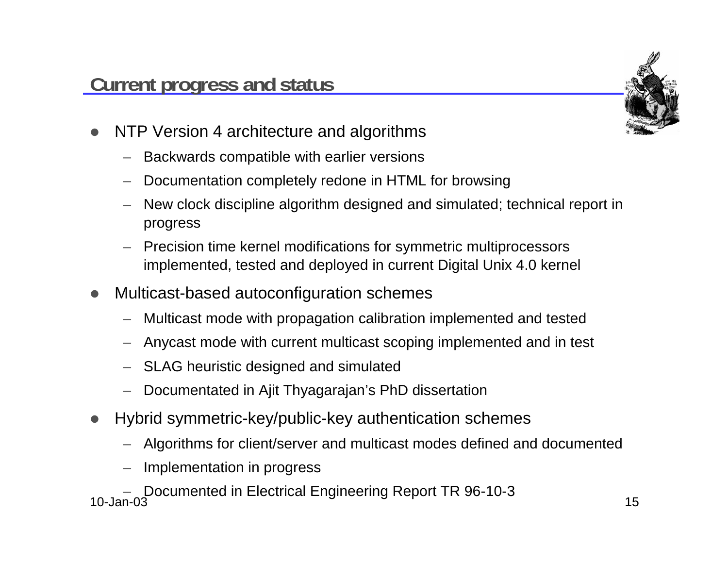## Current progress and status

- NTP Version 4 architecture and algorithms
  - Backwards compatible with earlier versions
  - Documentation completely redone in HTML for browsing
  - New clock discipline algorithm designed and simulated; technical report in progress
  - Precision time kernel modifications for symmetric multiprocessors implemented, tested and deployed in current Digital Unix 4.0 kernel
- Multicast-based autoconfiguration schemes
  - Multicast mode with propagation calibration implemented and tested
  - Anycast mode with current multicast scoping implemented and in test
  - SLAG heuristic designed and simulated
  - Documentated in Ajit Thyagarajan's PhD dissertation
- Hybrid symmetric-key/public-key authentication schemes
  - Algorithms for client/server and multicast modes defined and documented
  - Implementation in progress
  - Documented in Electrical Engineering Report TR 96-10-3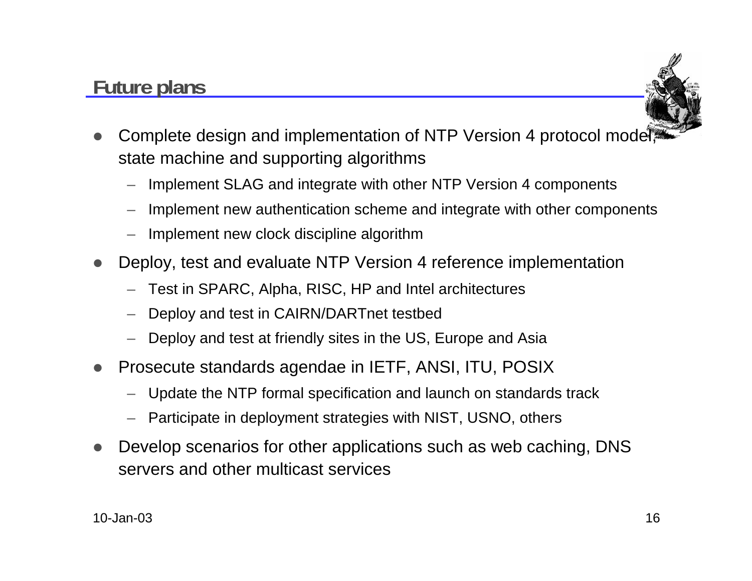## Future plans

- Complete design and implementation of NTP Version 4 protocol model, state machine and supporting algorithms
  - Implement SLAG and integrate with other NTP Version 4 components
  - Implement new authentication scheme and integrate with other components
  - Implement new clock discipline algorithm
- Deploy, test and evaluate NTP Version 4 reference implementation
  - Test in SPARC, Alpha, RISC, HP and Intel architectures
  - Deploy and test in CAIRN/DARTnet testbed
  - Deploy and test at friendly sites in the US, Europe and Asia
- Prosecute standards agendae in IETF, ANSI, ITU, POSIX
  - Update the NTP formal specification and launch on standards track
  - Participate in deployment strategies with NIST, USNO, others
- Develop scenarios for other applications such as web caching, DNS servers and other multicast services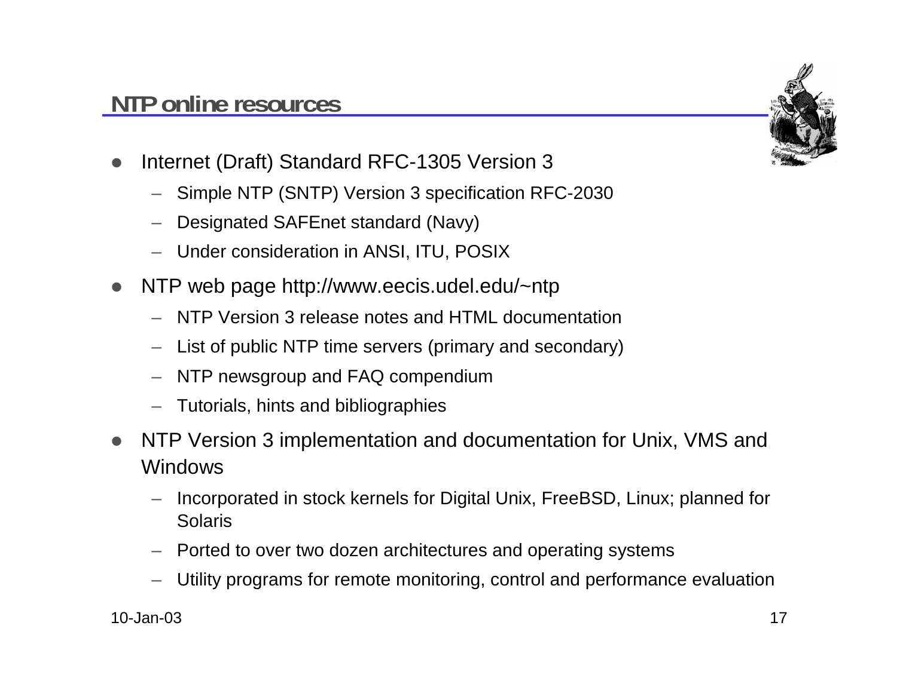## NTP online resources

- Internet (Draft) Standard RFC-1305 Version 3
  - Simple NTP (SNTP) Version 3 specification RFC-2030
  - Designated SAFEnet standard (Navy)
  - Under consideration in ANSI, ITU, POSIX
- NTP web page http://www.eecis.udel.edu/~ntp
  - NTP Version 3 release notes and HTML documentation
  - List of public NTP time servers (primary and secondary)
  - NTP newsgroup and FAQ compendium
  - Tutorials, hints and bibliographies
- NTP Version 3 implementation and documentation for Unix, VMS and Windows
  - Incorporated in stock kernels for Digital Unix, FreeBSD, Linux; planned for Solaris
  - Ported to over two dozen architectures and operating systems
  - Utility programs for remote monitoring, control and performance evaluation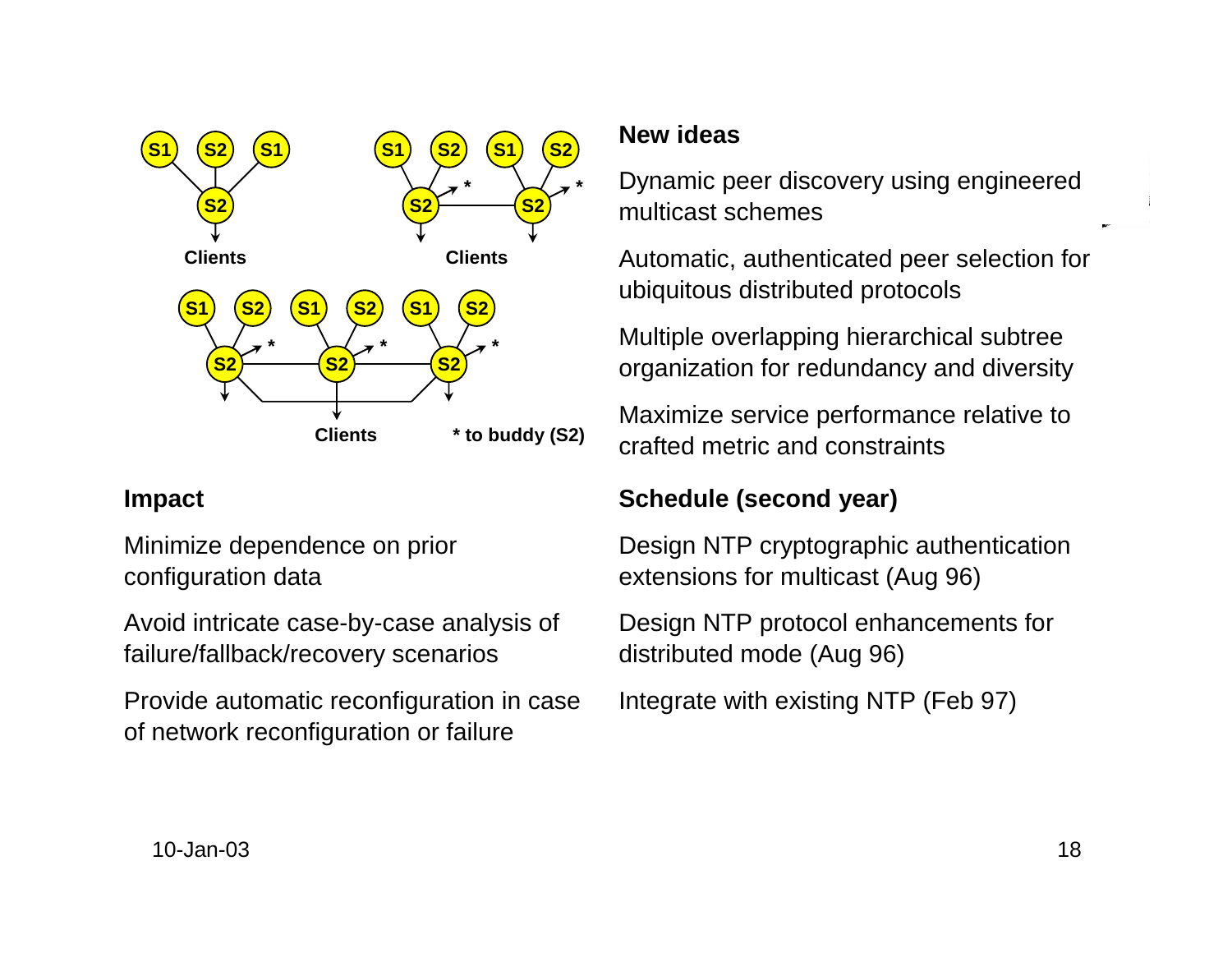S1 S2 S1
S2
Clients

S1 S2 S1 S2
S2 * S2 *
Clients

S1 S2 S1 S2 S1 S2
S2 * S2 * S2 *
Clients

* to buddy (S2)

**Impact**

Minimize dependence on prior configuration data

Avoid intricate case-by-case analysis of failure/fallback/recovery scenarios

Provide automatic reconfiguration in case of network reconfiguration or failure

**New ideas**

Dynamic peer discovery using engineered multicast schemes

Automatic, authenticated peer selection for ubiquitous distributed protocols

Multiple overlapping hierarchical subtree organization for redundancy and diversity

Maximize service performance relative to crafted metric and constraints

**Schedule (second year)**

Design NTP cryptographic authentication extensions for multicast (Aug 96)

Design NTP protocol enhancements for distributed mode (Aug 96)

Integrate with existing NTP (Feb 97)